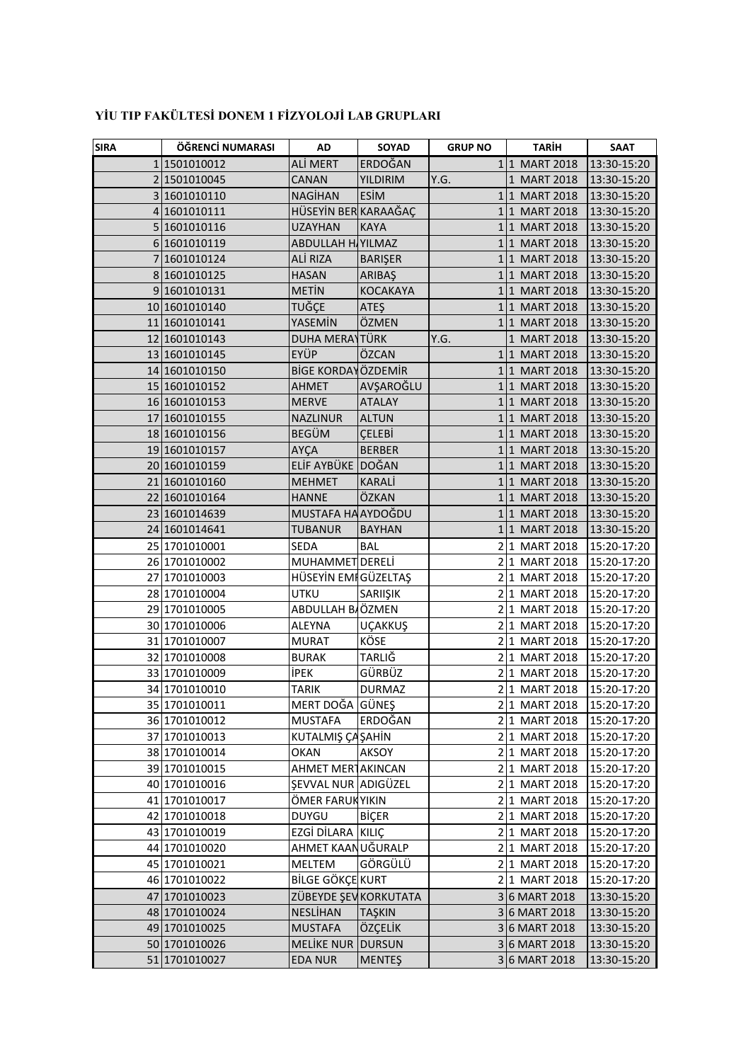**YİU TIP FAKÜLTESİ DONEM 1 FİZYOLOJİ LAB GRUPLARI**

| SIRA | ÖĞRENCİ NUMARASI | AD | SOYAD | GRUP NO | TARİH | SAAT |
|---|---|---|---|---|---|---|
| 1 | 1501010012 | ALİ MERT | ERDOĞAN | 1 | 1 MART 2018 | 13:30-15:20 |
| 2 | 1501010045 | CANAN | YILDIRIM | Y.G. | 1 MART 2018 | 13:30-15:20 |
| 3 | 1601010110 | NAGİHAN | ESİM | 1 | 1 MART 2018 | 13:30-15:20 |
| 4 | 1601010111 | HÜSEYİN BER | KARAAĞAÇ | 1 | 1 MART 2018 | 13:30-15:20 |
| 5 | 1601010116 | UZAYHAN | KAYA | 1 | 1 MART 2018 | 13:30-15:20 |
| 6 | 1601010119 | ABDULLAH H | YILMAZ | 1 | 1 MART 2018 | 13:30-15:20 |
| 7 | 1601010124 | ALİ RIZA | BARIŞER | 1 | 1 MART 2018 | 13:30-15:20 |
| 8 | 1601010125 | HASAN | ARIBAŞ | 1 | 1 MART 2018 | 13:30-15:20 |
| 9 | 1601010131 | METİN | KOCAKAYA | 1 | 1 MART 2018 | 13:30-15:20 |
| 10 | 1601010140 | TUĞÇE | ATEŞ | 1 | 1 MART 2018 | 13:30-15:20 |
| 11 | 1601010141 | YASEMİN | ÖZMEN | 1 | 1 MART 2018 | 13:30-15:20 |
| 12 | 1601010143 | DUHA MERAY | TÜRK | Y.G. | 1 MART 2018 | 13:30-15:20 |
| 13 | 1601010145 | EYÜP | ÖZCAN | 1 | 1 MART 2018 | 13:30-15:20 |
| 14 | 1601010150 | BİGE KORDAY | ÖZDEMİR | 1 | 1 MART 2018 | 13:30-15:20 |
| 15 | 1601010152 | AHMET | AVŞAROĞLU | 1 | 1 MART 2018 | 13:30-15:20 |
| 16 | 1601010153 | MERVE | ATALAY | 1 | 1 MART 2018 | 13:30-15:20 |
| 17 | 1601010155 | NAZLINUR | ALTUN | 1 | 1 MART 2018 | 13:30-15:20 |
| 18 | 1601010156 | BEGÜM | ÇELEBİ | 1 | 1 MART 2018 | 13:30-15:20 |
| 19 | 1601010157 | AYÇA | BERBER | 1 | 1 MART 2018 | 13:30-15:20 |
| 20 | 1601010159 | ELİF AYBÜKE | DOĞAN | 1 | 1 MART 2018 | 13:30-15:20 |
| 21 | 1601010160 | MEHMET | KARALİ | 1 | 1 MART 2018 | 13:30-15:20 |
| 22 | 1601010164 | HANNE | ÖZKAN | 1 | 1 MART 2018 | 13:30-15:20 |
| 23 | 1601014639 | MUSTAFA HA | AYDOĞDU | 1 | 1 MART 2018 | 13:30-15:20 |
| 24 | 1601014641 | TUBANUR | BAYHAN | 1 | 1 MART 2018 | 13:30-15:20 |
| 25 | 1701010001 | SEDA | BAL | 2 | 1 MART 2018 | 15:20-17:20 |
| 26 | 1701010002 | MUHAMMET | DERELİ | 2 | 1 MART 2018 | 15:20-17:20 |
| 27 | 1701010003 | HÜSEYİN EMI | GÜZELTAŞ | 2 | 1 MART 2018 | 15:20-17:20 |
| 28 | 1701010004 | UTKU | SARIIŞIK | 2 | 1 MART 2018 | 15:20-17:20 |
| 29 | 1701010005 | ABDULLAH B | ÖZMEN | 2 | 1 MART 2018 | 15:20-17:20 |
| 30 | 1701010006 | ALEYNA | UÇAKKUŞ | 2 | 1 MART 2018 | 15:20-17:20 |
| 31 | 1701010007 | MURAT | KÖSE | 2 | 1 MART 2018 | 15:20-17:20 |
| 32 | 1701010008 | BURAK | TARLIĞ | 2 | 1 MART 2018 | 15:20-17:20 |
| 33 | 1701010009 | İPEK | GÜRBÜZ | 2 | 1 MART 2018 | 15:20-17:20 |
| 34 | 1701010010 | TARIK | DURMAZ | 2 | 1 MART 2018 | 15:20-17:20 |
| 35 | 1701010011 | MERT DOĞA | GÜNEŞ | 2 | 1 MART 2018 | 15:20-17:20 |
| 36 | 1701010012 | MUSTAFA | ERDOĞAN | 2 | 1 MART 2018 | 15:20-17:20 |
| 37 | 1701010013 | KUTALMIŞ ÇA | ŞAHİN | 2 | 1 MART 2018 | 15:20-17:20 |
| 38 | 1701010014 | OKAN | AKSOY | 2 | 1 MART 2018 | 15:20-17:20 |
| 39 | 1701010015 | AHMET MERT | AKINCAN | 2 | 1 MART 2018 | 15:20-17:20 |
| 40 | 1701010016 | ŞEVVAL NUR | ADIGÜZEL | 2 | 1 MART 2018 | 15:20-17:20 |
| 41 | 1701010017 | ÖMER FARUK | YIKIN | 2 | 1 MART 2018 | 15:20-17:20 |
| 42 | 1701010018 | DUYGU | BİÇER | 2 | 1 MART 2018 | 15:20-17:20 |
| 43 | 1701010019 | EZGİ DİLARA | KILIÇ | 2 | 1 MART 2018 | 15:20-17:20 |
| 44 | 1701010020 | AHMET KAAN | UĞURALP | 2 | 1 MART 2018 | 15:20-17:20 |
| 45 | 1701010021 | MELTEM | GÖRGÜLÜ | 2 | 1 MART 2018 | 15:20-17:20 |
| 46 | 1701010022 | BİLGE GÖKÇE | KURT | 2 | 1 MART 2018 | 15:20-17:20 |
| 47 | 1701010023 | ZÜBEYDE ŞEV | KORKUTATA | 3 | 6 MART 2018 | 13:30-15:20 |
| 48 | 1701010024 | NESLİHAN | TAŞKIN | 3 | 6 MART 2018 | 13:30-15:20 |
| 49 | 1701010025 | MUSTAFA | ÖZÇELİK | 3 | 6 MART 2018 | 13:30-15:20 |
| 50 | 1701010026 | MELİKE NUR | DURSUN | 3 | 6 MART 2018 | 13:30-15:20 |
| 51 | 1701010027 | EDA NUR | MENTEŞ | 3 | 6 MART 2018 | 13:30-15:20 |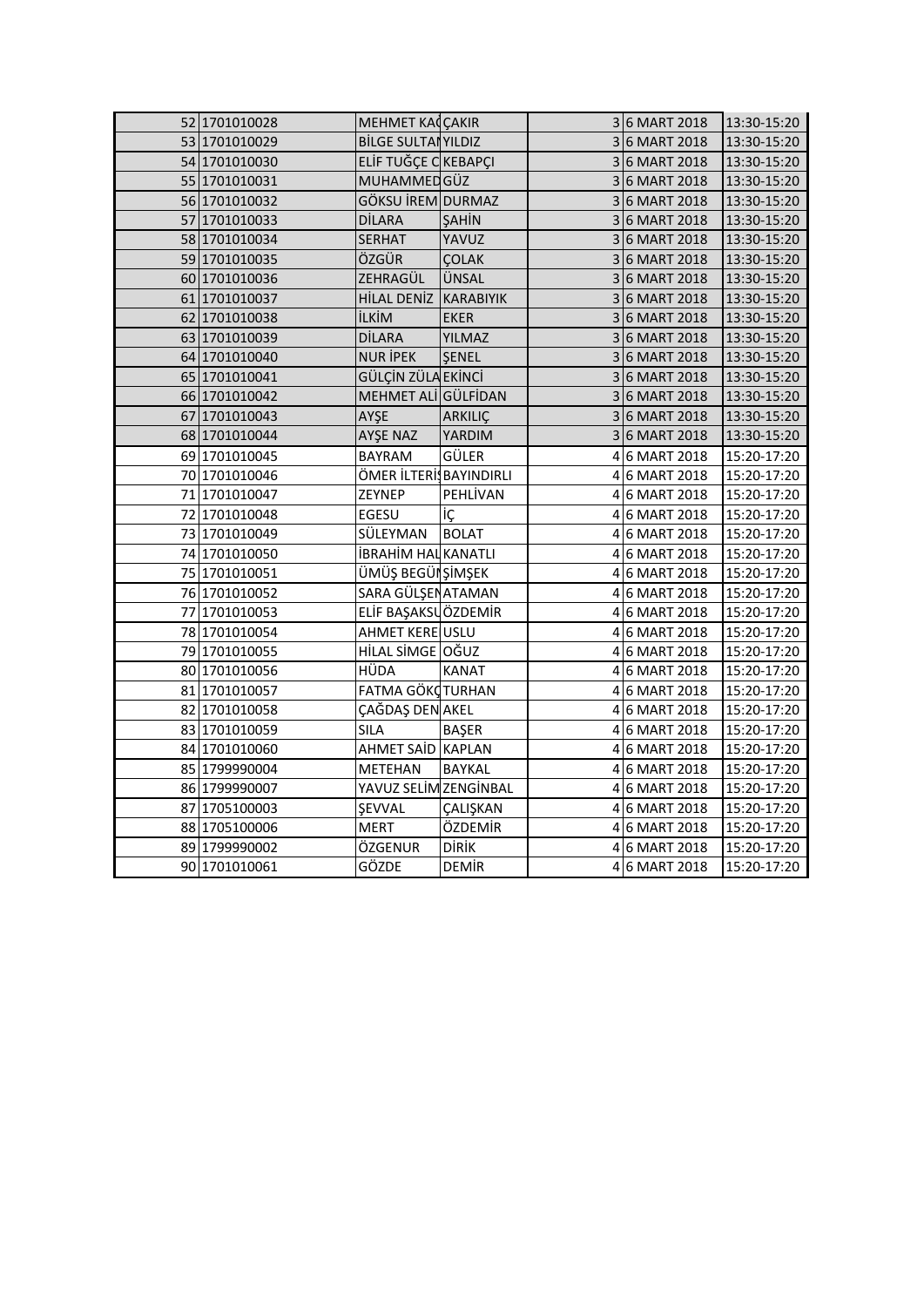| | | | | | | | |
|---|---|---|---|---|---|---|---|
| 52 | 1701010028 | MEHMET KA( | ÇAKIR | | 3 | 6 MART 2018 | 13:30-15:20 |
| 53 | 1701010029 | BİLGE SULTAI | YILDIZ | | 3 | 6 MART 2018 | 13:30-15:20 |
| 54 | 1701010030 | ELİF TUĞÇE C | KEBAPÇI | | 3 | 6 MART 2018 | 13:30-15:20 |
| 55 | 1701010031 | MUHAMMED | GÜZ | | 3 | 6 MART 2018 | 13:30-15:20 |
| 56 | 1701010032 | GÖKSU İREM | DURMAZ | | 3 | 6 MART 2018 | 13:30-15:20 |
| 57 | 1701010033 | DİLARA | ŞAHİN | | 3 | 6 MART 2018 | 13:30-15:20 |
| 58 | 1701010034 | SERHAT | YAVUZ | | 3 | 6 MART 2018 | 13:30-15:20 |
| 59 | 1701010035 | ÖZGÜR | ÇOLAK | | 3 | 6 MART 2018 | 13:30-15:20 |
| 60 | 1701010036 | ZEHRAGÜL | ÜNSAL | | 3 | 6 MART 2018 | 13:30-15:20 |
| 61 | 1701010037 | HİLAL DENİZ | KARABIYIK | | 3 | 6 MART 2018 | 13:30-15:20 |
| 62 | 1701010038 | İLKİM | EKER | | 3 | 6 MART 2018 | 13:30-15:20 |
| 63 | 1701010039 | DİLARA | YILMAZ | | 3 | 6 MART 2018 | 13:30-15:20 |
| 64 | 1701010040 | NUR İPEK | ŞENEL | | 3 | 6 MART 2018 | 13:30-15:20 |
| 65 | 1701010041 | GÜLÇİN ZÜLA | EKİNCİ | | 3 | 6 MART 2018 | 13:30-15:20 |
| 66 | 1701010042 | MEHMET ALİ | GÜLFİDAN | | 3 | 6 MART 2018 | 13:30-15:20 |
| 67 | 1701010043 | AYŞE | ARKILIÇ | | 3 | 6 MART 2018 | 13:30-15:20 |
| 68 | 1701010044 | AYŞE NAZ | YARDIM | | 3 | 6 MART 2018 | 13:30-15:20 |
| 69 | 1701010045 | BAYRAM | GÜLER | | 4 | 6 MART 2018 | 15:20-17:20 |
| 70 | 1701010046 | ÖMER İLTERİ | BAYINDIRLI | | 4 | 6 MART 2018 | 15:20-17:20 |
| 71 | 1701010047 | ZEYNEP | PEHLİVAN | | 4 | 6 MART 2018 | 15:20-17:20 |
| 72 | 1701010048 | EGESU | İÇ | | 4 | 6 MART 2018 | 15:20-17:20 |
| 73 | 1701010049 | SÜLEYMAN | BOLAT | | 4 | 6 MART 2018 | 15:20-17:20 |
| 74 | 1701010050 | İBRAHİM HAL | KANATLI | | 4 | 6 MART 2018 | 15:20-17:20 |
| 75 | 1701010051 | ÜMÜŞ BEGÜI | ŞİMŞEK | | 4 | 6 MART 2018 | 15:20-17:20 |
| 76 | 1701010052 | SARA GÜLŞEN | ATAMAN | | 4 | 6 MART 2018 | 15:20-17:20 |
| 77 | 1701010053 | ELİF BAŞAKSU | ÖZDEMİR | | 4 | 6 MART 2018 | 15:20-17:20 |
| 78 | 1701010054 | AHMET KERE | USLU | | 4 | 6 MART 2018 | 15:20-17:20 |
| 79 | 1701010055 | HİLAL SİMGE | OĞUZ | | 4 | 6 MART 2018 | 15:20-17:20 |
| 80 | 1701010056 | HÜDA | KANAT | | 4 | 6 MART 2018 | 15:20-17:20 |
| 81 | 1701010057 | FATMA GÖKÇ | TURHAN | | 4 | 6 MART 2018 | 15:20-17:20 |
| 82 | 1701010058 | ÇAĞDAŞ DEN | AKEL | | 4 | 6 MART 2018 | 15:20-17:20 |
| 83 | 1701010059 | SILA | BAŞER | | 4 | 6 MART 2018 | 15:20-17:20 |
| 84 | 1701010060 | AHMET SAİD | KAPLAN | | 4 | 6 MART 2018 | 15:20-17:20 |
| 85 | 1799990004 | METEHAN | BAYKAL | | 4 | 6 MART 2018 | 15:20-17:20 |
| 86 | 1799990007 | YAVUZ SELİM | ZENGİNBAL | | 4 | 6 MART 2018 | 15:20-17:20 |
| 87 | 1705100003 | ŞEVVAL | ÇALIŞKAN | | 4 | 6 MART 2018 | 15:20-17:20 |
| 88 | 1705100006 | MERT | ÖZDEMİR | | 4 | 6 MART 2018 | 15:20-17:20 |
| 89 | 1799990002 | ÖZGENUR | DİRİK | | 4 | 6 MART 2018 | 15:20-17:20 |
| 90 | 1701010061 | GÖZDE | DEMİR | | 4 | 6 MART 2018 | 15:20-17:20 |